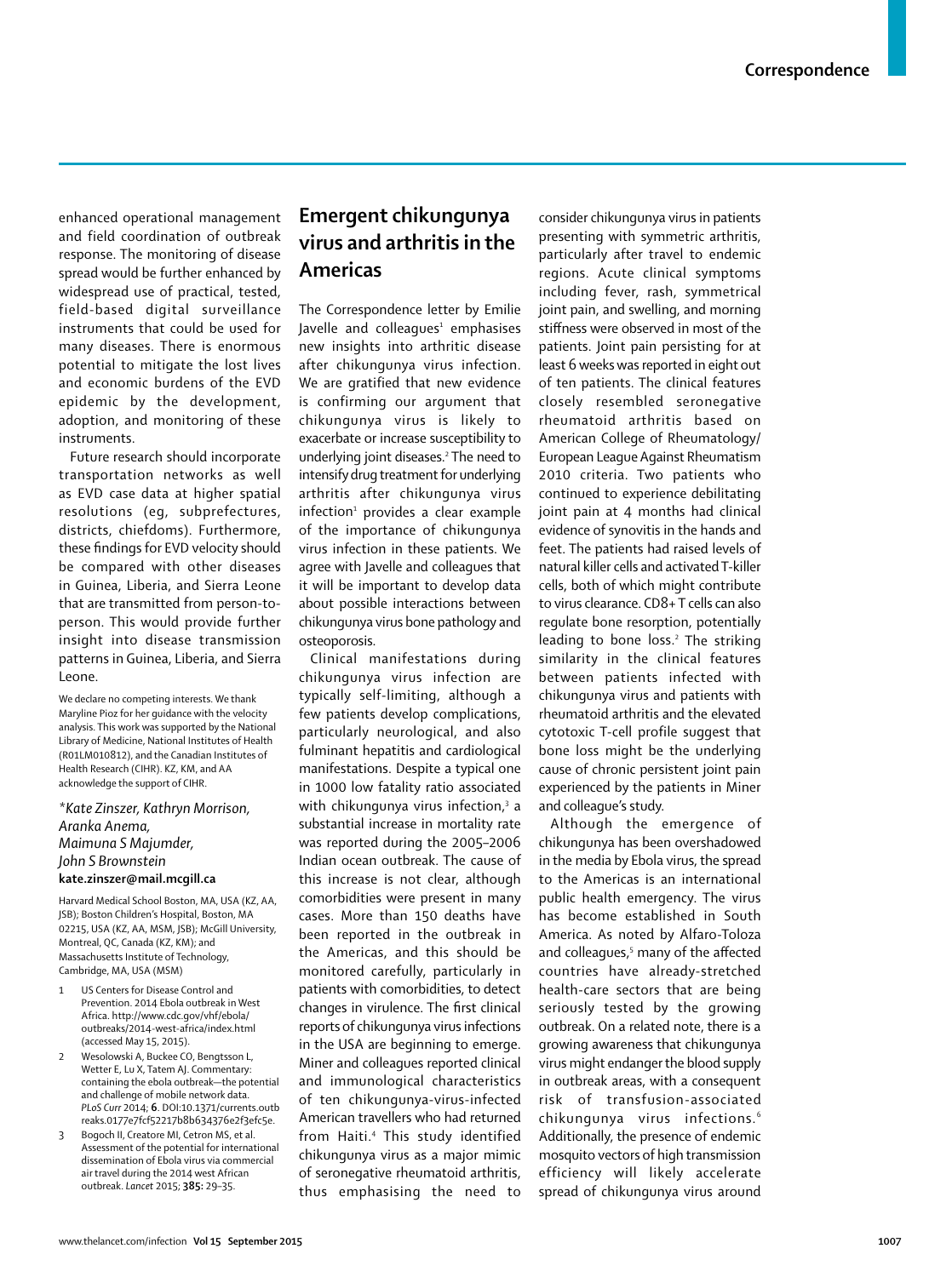enhanced operational management and field coordination of outbreak response. The monitoring of disease spread would be further enhanced by widespread use of practical, tested, field-based digital surveillance instruments that could be used for many diseases. There is enormous potential to mitigate the lost lives and economic burdens of the EVD epidemic by the development, adoption, and monitoring of these instruments.

Future research should incorporate transportation networks as well as EVD case data at higher spatial resolutions (eg, subprefectures, districts, chiefdoms). Furthermore, these findings for EVD velocity should be compared with other diseases in Guinea, Liberia, and Sierra Leone that are transmitted from person-to-person. This would provide further insight into disease transmission patterns in Guinea, Liberia, and Sierra Leone.

We declare no competing interests. We thank Maryline Pioz for her guidance with the velocity analysis. This work was supported by the National Library of Medicine, National Institutes of Health (R01LM010812), and the Canadian Institutes of Health Research (CIHR). KZ, KM, and AA acknowledge the support of CIHR.

*Kate Zinszer, Kathryn Morrison, Aranka Anema, Maimuna S Majumder, John S Brownstein*
**kate.zinszer@mail.mcgill.ca**

Harvard Medical School Boston, MA, USA (KZ, AA, JSB); Boston Children's Hospital, Boston, MA 02215, USA (KZ, AA, MSM, JSB); McGill University, Montreal, QC, Canada (KZ, KM); and Massachusetts Institute of Technology, Cambridge, MA, USA (MSM)

1. US Centers for Disease Control and Prevention. 2014 Ebola outbreak in West Africa. http://www.cdc.gov/vhf/ebola/outbreaks/2014-west-africa/index.html (accessed May 15, 2015).
2. Wesolowski A, Buckee CO, Bengtsson L, Wetter E, Lu X, Tatem AJ. Commentary: containing the ebola outbreak—the potential and challenge of mobile network data. *PLoS Curr* 2014; **6**. DOI:10.1371/currents.outbreaks.0177e7fcf52217b8b634376e2f3efc5e.
3. Bogoch II, Creatore MI, Cetron MS, et al. Assessment of the potential for international dissemination of Ebola virus via commercial air travel during the 2014 west African outbreak. *Lancet* 2015; **385:** 29–35.

# Emergent chikungunya virus and arthritis in the Americas

The Correspondence letter by Emilie Javelle and colleagues[1] emphasises new insights into arthritic disease after chikungunya virus infection. We are gratified that new evidence is confirming our argument that chikungunya virus is likely to exacerbate or increase susceptibility to underlying joint diseases.[2] The need to intensify drug treatment for underlying arthritis after chikungunya virus infection[1] provides a clear example of the importance of chikungunya virus infection in these patients. We agree with Javelle and colleagues that it will be important to develop data about possible interactions between chikungunya virus bone pathology and osteoporosis.

Clinical manifestations during chikungunya virus infection are typically self-limiting, although a few patients develop complications, particularly neurological, and also fulminant hepatitis and cardiological manifestations. Despite a typical one in 1000 low fatality ratio associated with chikungunya virus infection,[3] a substantial increase in mortality rate was reported during the 2005–2006 Indian ocean outbreak. The cause of this increase is not clear, although comorbidities were present in many cases. More than 150 deaths have been reported in the outbreak in the Americas, and this should be monitored carefully, particularly in patients with comorbidities, to detect changes in virulence. The first clinical reports of chikungunya virus infections in the USA are beginning to emerge. Miner and colleagues reported clinical and immunological characteristics of ten chikungunya-virus-infected American travellers who had returned from Haiti.[4] This study identified chikungunya virus as a major mimic of seronegative rheumatoid arthritis, thus emphasising the need to consider chikungunya virus in patients presenting with symmetric arthritis, particularly after travel to endemic regions. Acute clinical symptoms including fever, rash, symmetrical joint pain, and swelling, and morning stiffness were observed in most of the patients. Joint pain persisting for at least 6 weeks was reported in eight out of ten patients. The clinical features closely resembled seronegative rheumatoid arthritis based on American College of Rheumatology/European League Against Rheumatism 2010 criteria. Two patients who continued to experience debilitating joint pain at 4 months had clinical evidence of synovitis in the hands and feet. The patients had raised levels of natural killer cells and activated T-killer cells, both of which might contribute to virus clearance. CD8+ T cells can also regulate bone resorption, potentially leading to bone loss.[2] The striking similarity in the clinical features between patients infected with chikungunya virus and patients with rheumatoid arthritis and the elevated cytotoxic T-cell profile suggest that bone loss might be the underlying cause of chronic persistent joint pain experienced by the patients in Miner and colleague's study.

Although the emergence of chikungunya has been overshadowed in the media by Ebola virus, the spread to the Americas is an international public health emergency. The virus has become established in South America. As noted by Alfaro-Toloza and colleagues,[5] many of the affected countries have already-stretched health-care sectors that are being seriously tested by the growing outbreak. On a related note, there is a growing awareness that chikungunya virus might endanger the blood supply in outbreak areas, with a consequent risk of transfusion-associated chikungunya virus infections.[6] Additionally, the presence of endemic mosquito vectors of high transmission efficiency will likely accelerate spread of chikungunya virus around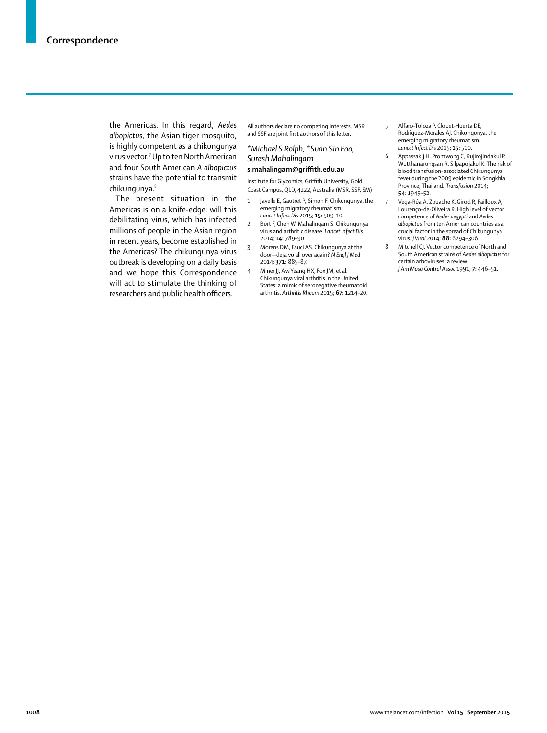the Americas. In this regard, *Aedes albopictus*, the Asian tiger mosquito, is highly competent as a chikungunya virus vector.[7] Up to ten North American and four South American *A albopictus* strains have the potential to transmit chikungunya.[8]

The present situation in the Americas is on a knife-edge: will this debilitating virus, which has infected millions of people in the Asian region in recent years, become established in the Americas? The chikungunya virus outbreak is developing on a daily basis and we hope this Correspondence will act to stimulate the thinking of researchers and public health officers.

All authors declare no competing interests. MSR and SSF are joint first authors of this letter.

*Michael S Rolph, *Suan Sin Foo, Suresh Mahalingam*
**s.mahalingam@griffith.edu.au**

Institute for Glycomics, Griffith University, Gold Coast Campus, QLD, 4222, Australia (MSR, SSF, SM)

1. Javelle E, Gautret P, Simon F. Chikungunya, the emerging migratory rheumatism. *Lancet Infect Dis* 2015; **15:** 509–10.
2. Burt F, Chen W, Mahalingam S. Chikungunya virus and arthritic disease. *Lancet Infect Dis* 2014; **14:** 789–90.
3. Morens DM, Fauci AS. Chikungunya at the door—deja vu all over again? *N Engl J Med* 2014; **371:** 885–87.
4. Miner JJ, Aw Yeang HX, Fox JM, et al. Chikungunya viral arthritis in the United States: a mimic of seronegative rheumatoid arthritis. *Arthritis Rheum* 2015; **67:** 1214–20.
5. Alfaro-Toloza P, Clouet-Huerta DE, Rodríguez-Morales AJ. Chikungunya, the emerging migratory rheumatism. *Lancet Infect Dis* 2015; **15:** 510.
6. Appassakij H, Promwong C, Rujirojindakul P, Wutthanarungsan R, Silpapojakul K. The risk of blood transfusion-associated Chikungunya fever during the 2009 epidemic in Songkhla Province, Thailand. *Transfusion* 2014; **54:** 1945–52.
7. Vega-Rúa A, Zouache K, Girod R, Failloux A, Lourenço-de-Oliveira R. High level of vector competence of *Aedes aegypti* and *Aedes albopictus* from ten American countries as a crucial factor in the spread of Chikungunya virus. *J Virol* 2014; **88:** 6294–306.
8. Mitchell CJ. Vector competence of North and South American strains of *Aedes albopictus* for certain arboviruses: a review. *J Am Mosq Control Assoc* 1991; **7:** 446–51.